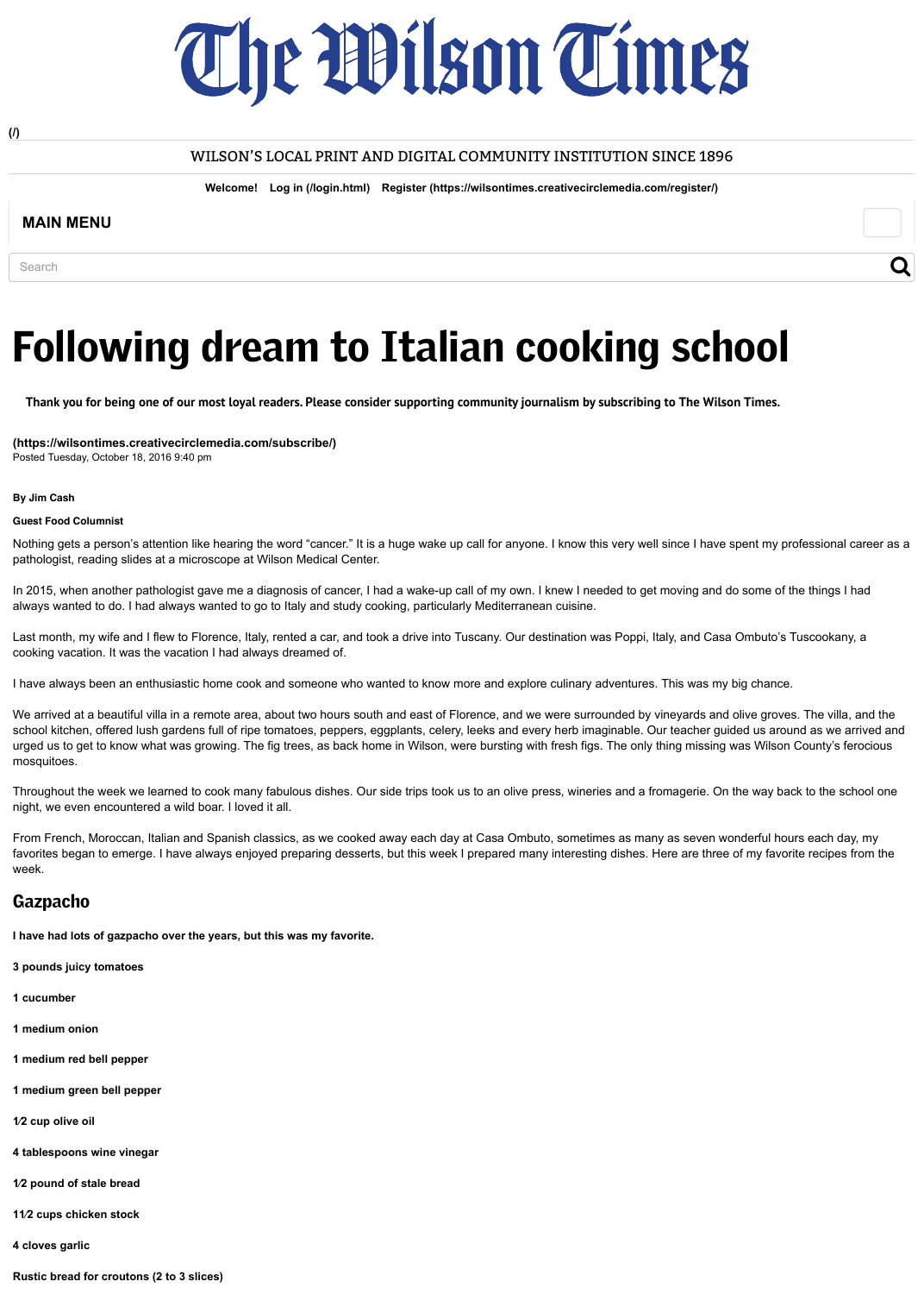# The Wilson Times

(/)

WILSON'S LOCAL PRINT AND DIGITAL COMMUNITY INSTITUTION SINCE 1896

**Welcome!** **Log in (/login.html)** **Register (https://wilsontimes.creativecirclemedia.com/register/)**

**MAIN MENU**

Search

# Following dream to Italian cooking school

**Thank you for being one of our most loyal readers. Please consider supporting community journalism by subscribing to The Wilson Times.**

**(https://wilsontimes.creativecirclemedia.com/subscribe/)**

Posted Tuesday, October 18, 2016 9:40 pm

**By Jim Cash**

**Guest Food Columnist**

Nothing gets a person's attention like hearing the word "cancer." It is a huge wake up call for anyone. I know this very well since I have spent my professional career as a pathologist, reading slides at a microscope at Wilson Medical Center.

In 2015, when another pathologist gave me a diagnosis of cancer, I had a wake-up call of my own. I knew I needed to get moving and do some of the things I had always wanted to do. I had always wanted to go to Italy and study cooking, particularly Mediterranean cuisine.

Last month, my wife and I flew to Florence, Italy, rented a car, and took a drive into Tuscany. Our destination was Poppi, Italy, and Casa Ombuto's Tuscookany, a cooking vacation. It was the vacation I had always dreamed of.

I have always been an enthusiastic home cook and someone who wanted to know more and explore culinary adventures. This was my big chance.

We arrived at a beautiful villa in a remote area, about two hours south and east of Florence, and we were surrounded by vineyards and olive groves. The villa, and the school kitchen, offered lush gardens full of ripe tomatoes, peppers, eggplants, celery, leeks and every herb imaginable. Our teacher guided us around as we arrived and urged us to get to know what was growing. The fig trees, as back home in Wilson, were bursting with fresh figs. The only thing missing was Wilson County's ferocious mosquitoes.

Throughout the week we learned to cook many fabulous dishes. Our side trips took us to an olive press, wineries and a fromagerie. On the way back to the school one night, we even encountered a wild boar. I loved it all.

From French, Moroccan, Italian and Spanish classics, as we cooked away each day at Casa Ombuto, sometimes as many as seven wonderful hours each day, my favorites began to emerge. I have always enjoyed preparing desserts, but this week I prepared many interesting dishes. Here are three of my favorite recipes from the week.

## Gazpacho

**I have had lots of gazpacho over the years, but this was my favorite.**

**3 pounds juicy tomatoes**

**1 cucumber**

**1 medium onion**

**1 medium red bell pepper**

**1 medium green bell pepper**

**1⁄2 cup olive oil**

**4 tablespoons wine vinegar**

**1⁄2 pound of stale bread**

**11⁄2 cups chicken stock**

**4 cloves garlic**

**Rustic bread for croutons (2 to 3 slices)**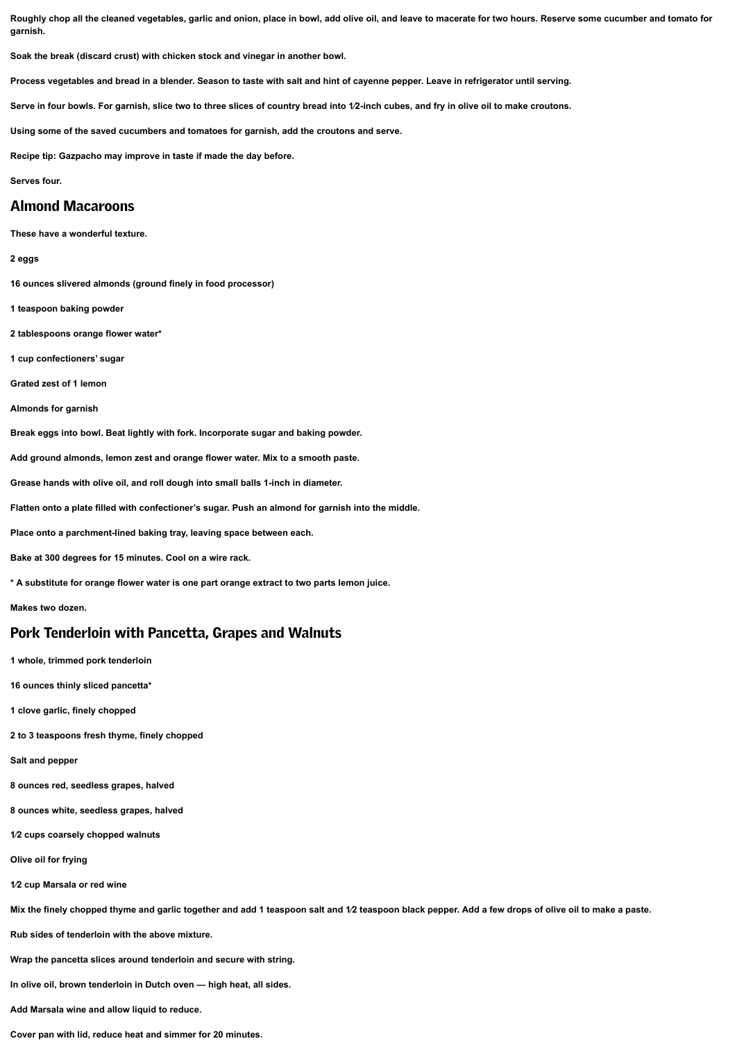**Roughly chop all the cleaned vegetables, garlic and onion, place in bowl, add olive oil, and leave to macerate for two hours. Reserve some cucumber and tomato for garnish.**

**Soak the break (discard crust) with chicken stock and vinegar in another bowl.**

**Process vegetables and bread in a blender. Season to taste with salt and hint of cayenne pepper. Leave in refrigerator until serving.**

**Serve in four bowls. For garnish, slice two to three slices of country bread into 1⁄2-inch cubes, and fry in olive oil to make croutons.**

**Using some of the saved cucumbers and tomatoes for garnish, add the croutons and serve.**

**Recipe tip: Gazpacho may improve in taste if made the day before.**

**Serves four.**

## Almond Macaroons

**These have a wonderful texture.**

**2 eggs**

**16 ounces slivered almonds (ground finely in food processor)**

**1 teaspoon baking powder**

**2 tablespoons orange flower water***

**1 cup confectioners' sugar**

**Grated zest of 1 lemon**

**Almonds for garnish**

**Break eggs into bowl. Beat lightly with fork. Incorporate sugar and baking powder.**

**Add ground almonds, lemon zest and orange flower water. Mix to a smooth paste.**

**Grease hands with olive oil, and roll dough into small balls 1-inch in diameter.**

**Flatten onto a plate filled with confectioner's sugar. Push an almond for garnish into the middle.**

**Place onto a parchment-lined baking tray, leaving space between each.**

**Bake at 300 degrees for 15 minutes. Cool on a wire rack.**

**\* A substitute for orange flower water is one part orange extract to two parts lemon juice.**

**Makes two dozen.**

## Pork Tenderloin with Pancetta, Grapes and Walnuts

**1 whole, trimmed pork tenderloin**

**16 ounces thinly sliced pancetta***

**1 clove garlic, finely chopped**

**2 to 3 teaspoons fresh thyme, finely chopped**

**Salt and pepper**

**8 ounces red, seedless grapes, halved**

**8 ounces white, seedless grapes, halved**

**1⁄2 cups coarsely chopped walnuts**

**Olive oil for frying**

**1⁄2 cup Marsala or red wine**

**Mix the finely chopped thyme and garlic together and add 1 teaspoon salt and 1⁄2 teaspoon black pepper. Add a few drops of olive oil to make a paste.**

**Rub sides of tenderloin with the above mixture.**

**Wrap the pancetta slices around tenderloin and secure with string.**

**In olive oil, brown tenderloin in Dutch oven — high heat, all sides.**

**Add Marsala wine and allow liquid to reduce.**

**Cover pan with lid, reduce heat and simmer for 20 minutes.**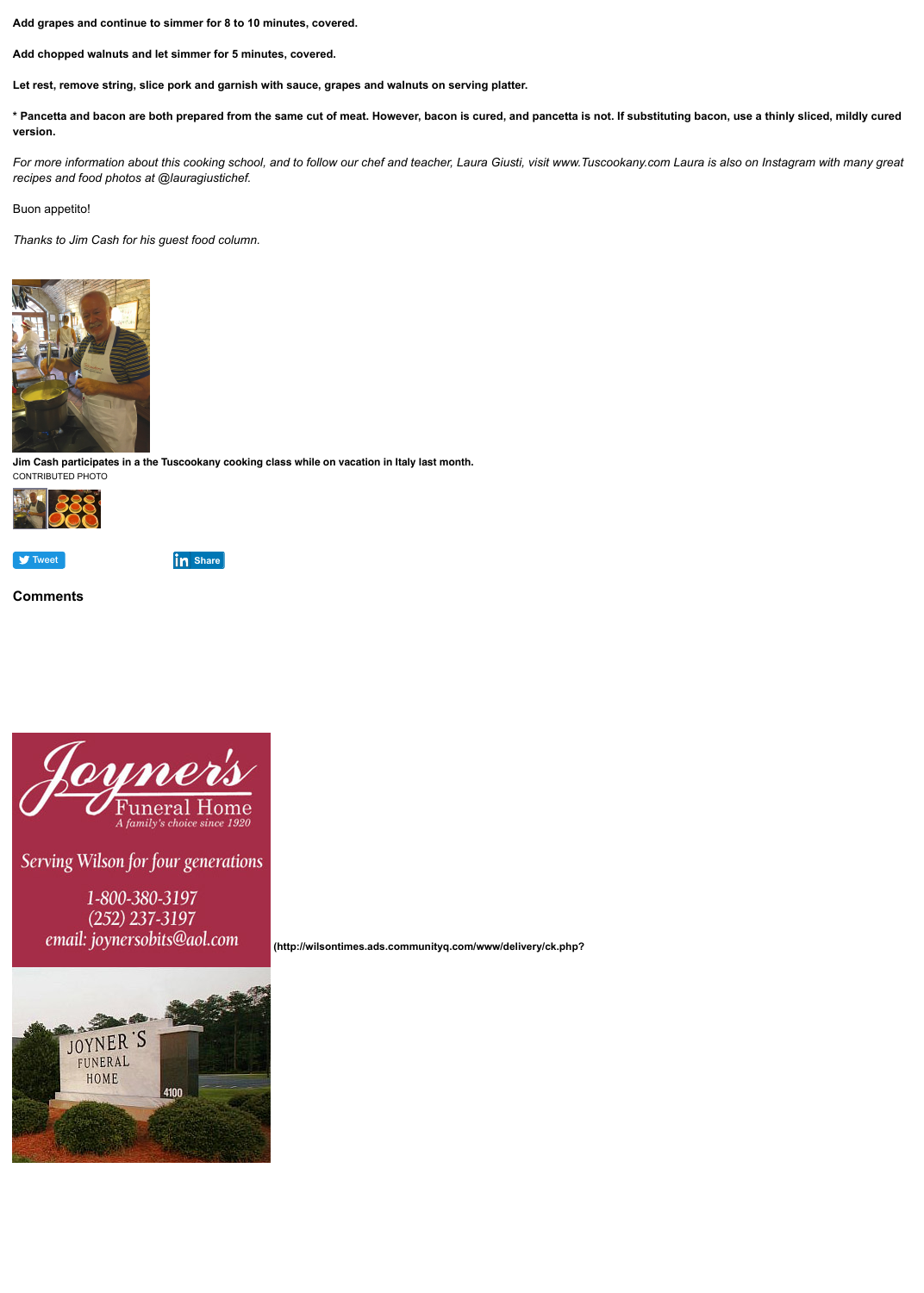**Add grapes and continue to simmer for 8 to 10 minutes, covered.**

**Add chopped walnuts and let simmer for 5 minutes, covered.**

**Let rest, remove string, slice pork and garnish with sauce, grapes and walnuts on serving platter.**

**\* Pancetta and bacon are both prepared from the same cut of meat. However, bacon is cured, and pancetta is not. If substituting bacon, use a thinly sliced, mildly cured version.**

*For more information about this cooking school, and to follow our chef and teacher, Laura Giusti, visit www.Tuscookany.com Laura is also on Instagram with many great recipes and food photos at @lauragiustichef.*

Buon appetito!

*Thanks to Jim Cash for his guest food column.*

**Jim Cash participates in a the Tuscookany cooking class while on vacation in Italy last month.**
CONTRIBUTED PHOTO

Tweet

Share

## Comments

Joyner's Funeral Home
A family's choice since 1920
Serving Wilson for four generations
1-800-380-3197
(252) 237-3197
email: joynersobits@aol.com

**(http://wilsontimes.ads.communityq.com/www/delivery/ck.php?**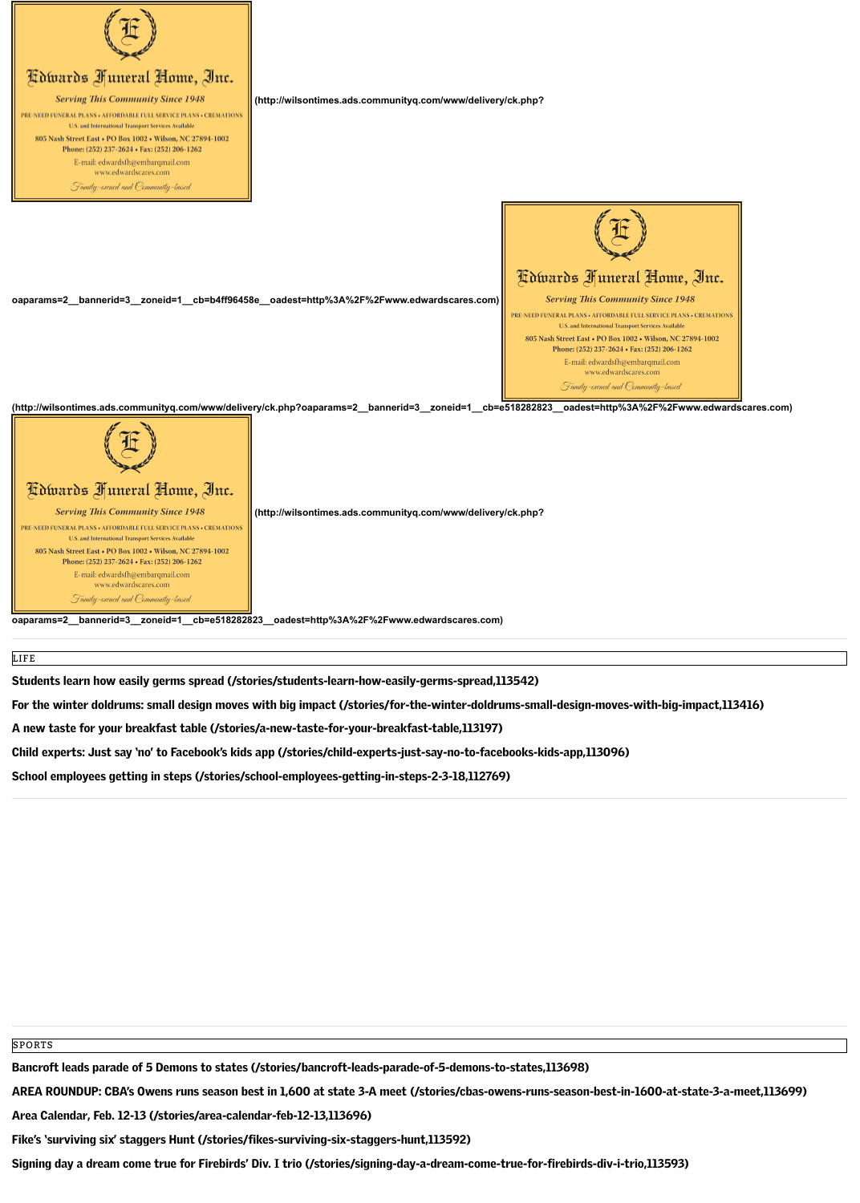Edwards Funeral Home, Inc.

*Serving This Community Since 1948*

PRE-NEED FUNERAL PLANS • AFFORDABLE FULL SERVICE PLANS • CREMATIONS

U.S. and International Transport Services Available

805 Nash Street East • PO Box 1002 • Wilson, NC 27894-1002

Phone: (252) 237-2624 • Fax: (252) 206-1262

E-mail: edwardsfh@embarqmail.com

www.edwardscares.com

*Family-owned and Community-based*

**(http://wilsontimes.ads.communityq.com/www/delivery/ck.php?oaparams=2__bannerid=3__zoneid=1__cb=b4ff96458e__oadest=http%3A%2F%2Fwww.edwardscares.com)**

Edwards Funeral Home, Inc.

*Serving This Community Since 1948*

PRE-NEED FUNERAL PLANS • AFFORDABLE FULL SERVICE PLANS • CREMATIONS

U.S. and International Transport Services Available

805 Nash Street East • PO Box 1002 • Wilson, NC 27894-1002

Phone: (252) 237-2624 • Fax: (252) 206-1262

E-mail: edwardsfh@embarqmail.com

www.edwardscares.com

*Family-owned and Community-based*

**(http://wilsontimes.ads.communityq.com/www/delivery/ck.php?oaparams=2__bannerid=3__zoneid=1__cb=e518282823__oadest=http%3A%2F%2Fwww.edwardscares.com)**

Edwards Funeral Home, Inc.

*Serving This Community Since 1948*

PRE-NEED FUNERAL PLANS • AFFORDABLE FULL SERVICE PLANS • CREMATIONS

U.S. and International Transport Services Available

805 Nash Street East • PO Box 1002 • Wilson, NC 27894-1002

Phone: (252) 237-2624 • Fax: (252) 206-1262

E-mail: edwardsfh@embarqmail.com

www.edwardscares.com

*Family-owned and Community-based*

**(http://wilsontimes.ads.communityq.com/www/delivery/ck.php?oaparams=2__bannerid=3__zoneid=1__cb=e518282823__oadest=http%3A%2F%2Fwww.edwardscares.com)**

---

LIFE

**Students learn how easily germs spread (/stories/students-learn-how-easily-germs-spread,113542)**

**For the winter doldrums: small design moves with big impact (/stories/for-the-winter-doldrums-small-design-moves-with-big-impact,113416)**

**A new taste for your breakfast table (/stories/a-new-taste-for-your-breakfast-table,113197)**

**Child experts: Just say 'no' to Facebook's kids app (/stories/child-experts-just-say-no-to-facebooks-kids-app,113096)**

**School employees getting in steps (/stories/school-employees-getting-in-steps-2-3-18,112769)**

---

SPORTS

**Bancroft leads parade of 5 Demons to states (/stories/bancroft-leads-parade-of-5-demons-to-states,113698)**

**AREA ROUNDUP: CBA's Owens runs season best in 1,600 at state 3-A meet (/stories/cbas-owens-runs-season-best-in-1600-at-state-3-a-meet,113699)**

**Area Calendar, Feb. 12-13 (/stories/area-calendar-feb-12-13,113696)**

**Fike's 'surviving six' staggers Hunt (/stories/fikes-surviving-six-staggers-hunt,113592)**

**Signing day a dream come true for Firebirds' Div. I trio (/stories/signing-day-a-dream-come-true-for-firebirds-div-i-trio,113593)**